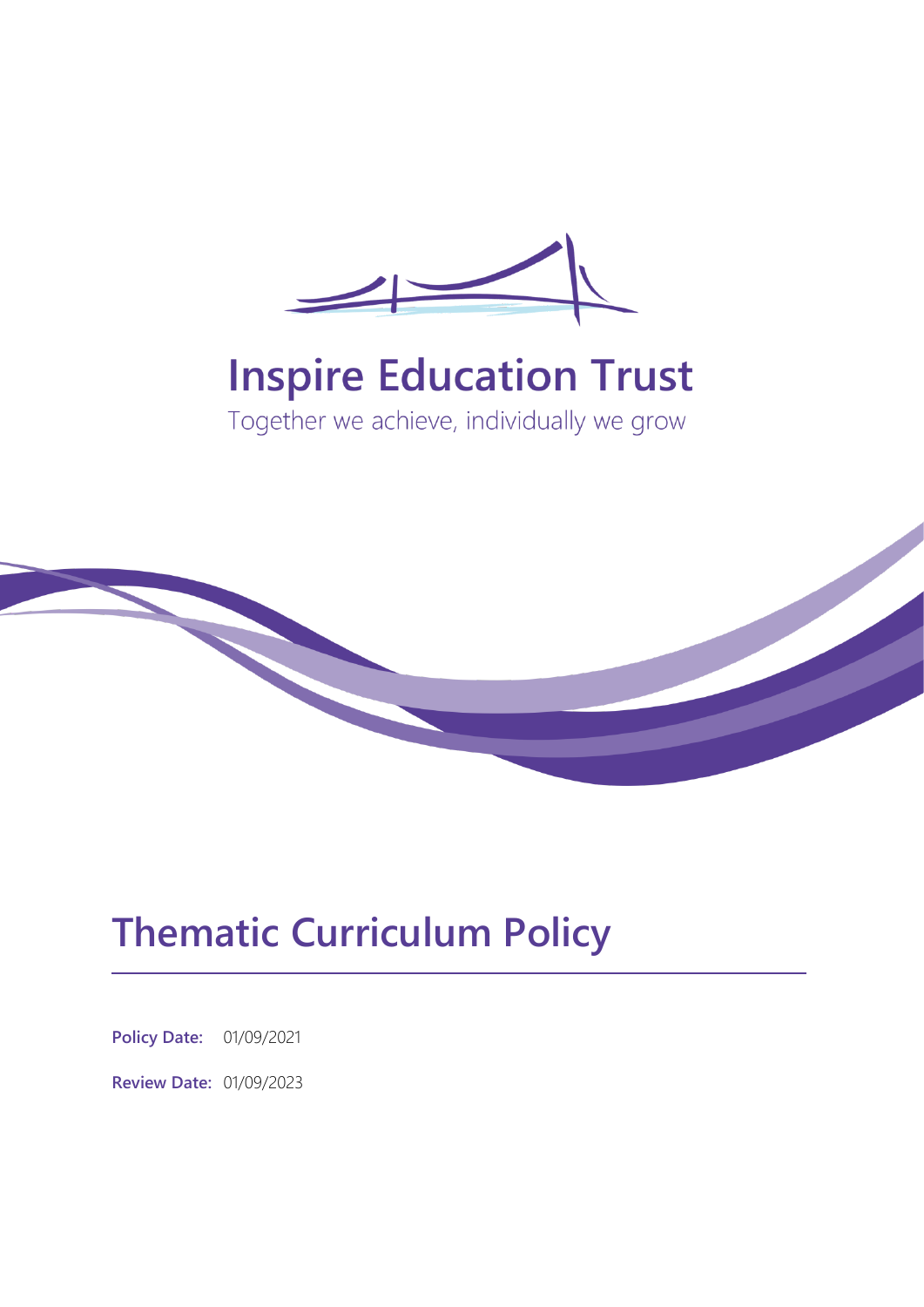# Inspire Education Trust

Together we achieve, individually we grow

# Thematic Curriculum Policy

**Policy Date:** 01/09/2021

**Review Date:** 01/09/2023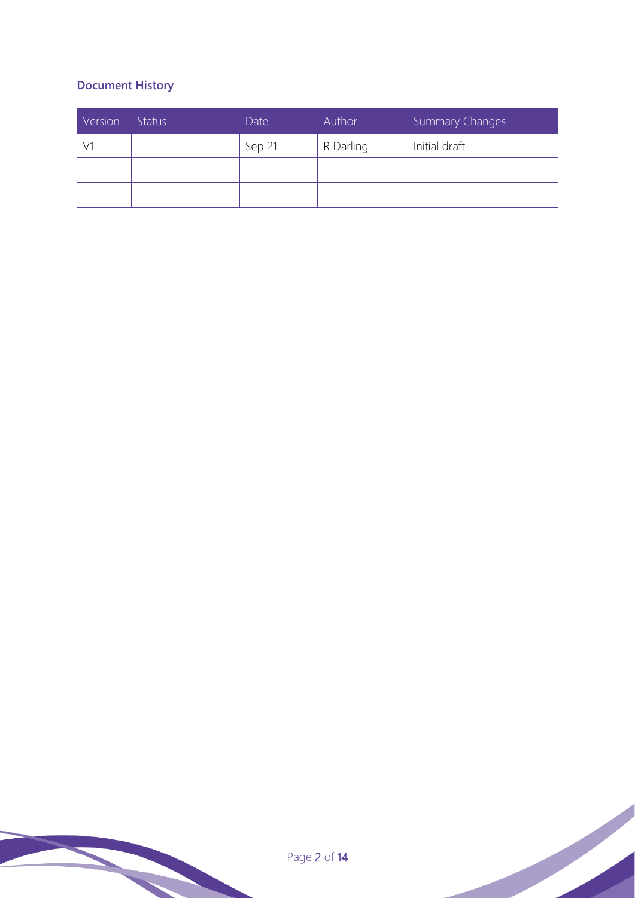**Document History**

| Version | Status | | Date | Author | Summary Changes |
|---|---|---|---|---|---|
| V1 | | | Sep 21 | R Darling | Initial draft |
| | | | | | |
| | | | | | |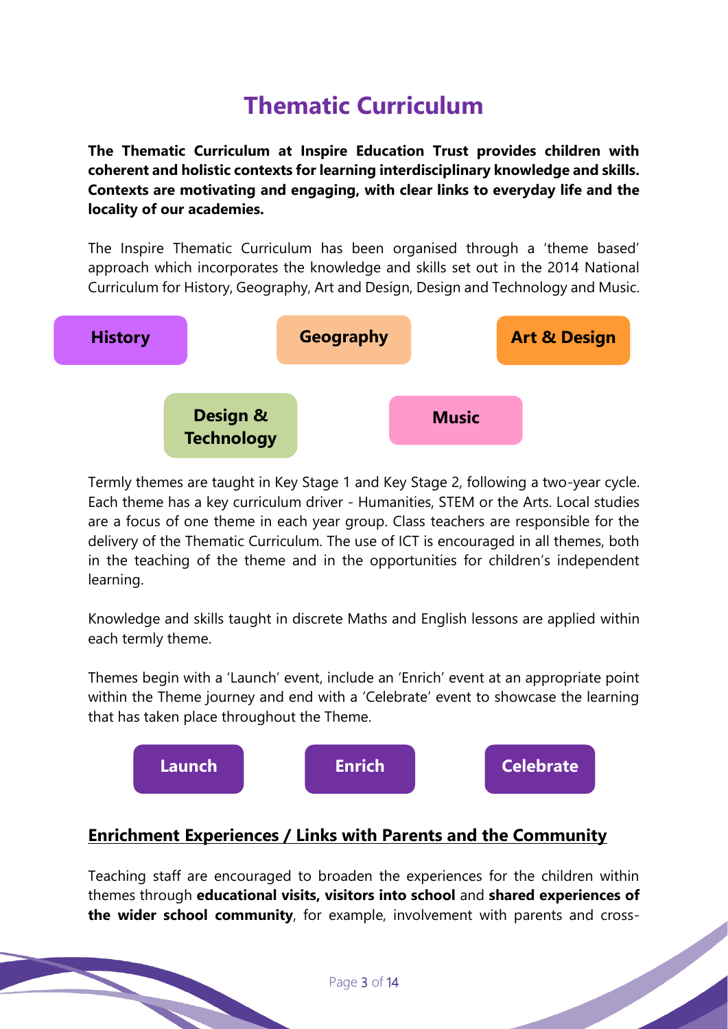# Thematic Curriculum

**The Thematic Curriculum at Inspire Education Trust provides children with coherent and holistic contexts for learning interdisciplinary knowledge and skills. Contexts are motivating and engaging, with clear links to everyday life and the locality of our academies.**

The Inspire Thematic Curriculum has been organised through a 'theme based' approach which incorporates the knowledge and skills set out in the 2014 National Curriculum for History, Geography, Art and Design, Design and Technology and Music.

**History** | **Geography** | **Art & Design** | **Design & Technology** | **Music**

Termly themes are taught in Key Stage 1 and Key Stage 2, following a two-year cycle. Each theme has a key curriculum driver - Humanities, STEM or the Arts. Local studies are a focus of one theme in each year group. Class teachers are responsible for the delivery of the Thematic Curriculum. The use of ICT is encouraged in all themes, both in the teaching of the theme and in the opportunities for children's independent learning.

Knowledge and skills taught in discrete Maths and English lessons are applied within each termly theme.

Themes begin with a 'Launch' event, include an 'Enrich' event at an appropriate point within the Theme journey and end with a 'Celebrate' event to showcase the learning that has taken place throughout the Theme.

**Launch** | **Enrich** | **Celebrate**

## Enrichment Experiences / Links with Parents and the Community

Teaching staff are encouraged to broaden the experiences for the children within themes through **educational visits, visitors into school** and **shared experiences of the wider school community**, for example, involvement with parents and cross-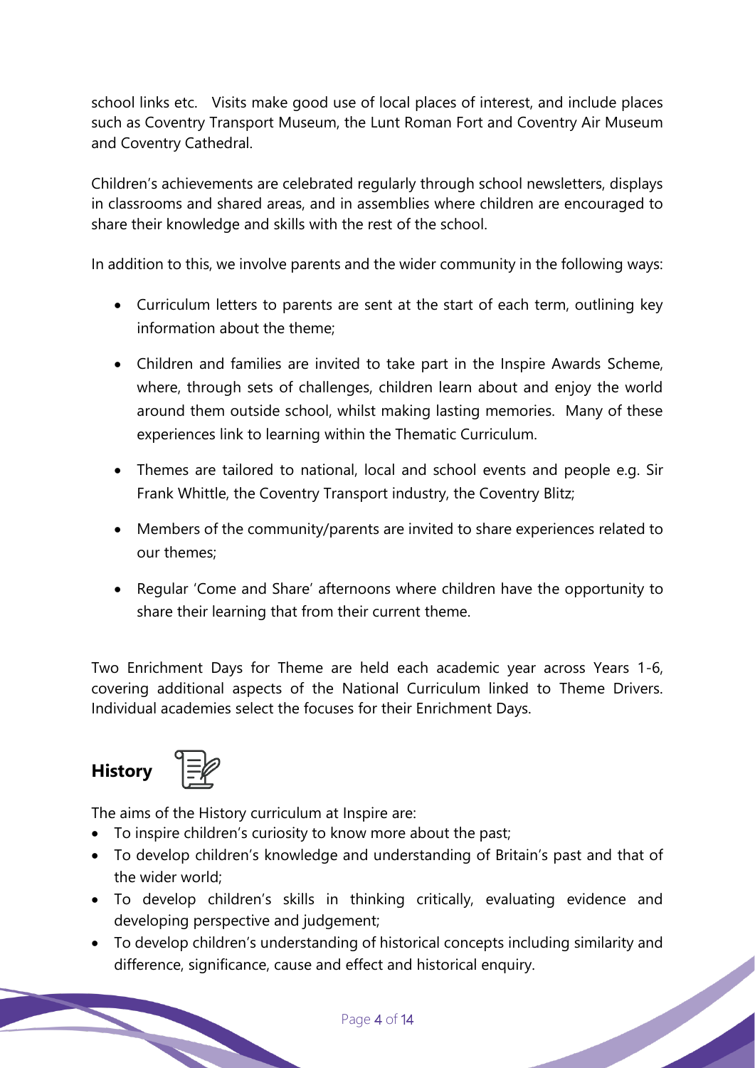school links etc. Visits make good use of local places of interest, and include places such as Coventry Transport Museum, the Lunt Roman Fort and Coventry Air Museum and Coventry Cathedral.

Children's achievements are celebrated regularly through school newsletters, displays in classrooms and shared areas, and in assemblies where children are encouraged to share their knowledge and skills with the rest of the school.

In addition to this, we involve parents and the wider community in the following ways:

- Curriculum letters to parents are sent at the start of each term, outlining key information about the theme;
- Children and families are invited to take part in the Inspire Awards Scheme, where, through sets of challenges, children learn about and enjoy the world around them outside school, whilst making lasting memories. Many of these experiences link to learning within the Thematic Curriculum.
- Themes are tailored to national, local and school events and people e.g. Sir Frank Whittle, the Coventry Transport industry, the Coventry Blitz;
- Members of the community/parents are invited to share experiences related to our themes;
- Regular 'Come and Share' afternoons where children have the opportunity to share their learning that from their current theme.

Two Enrichment Days for Theme are held each academic year across Years 1-6, covering additional aspects of the National Curriculum linked to Theme Drivers. Individual academies select the focuses for their Enrichment Days.

## History

The aims of the History curriculum at Inspire are:

- To inspire children's curiosity to know more about the past;
- To develop children's knowledge and understanding of Britain's past and that of the wider world;
- To develop children's skills in thinking critically, evaluating evidence and developing perspective and judgement;
- To develop children's understanding of historical concepts including similarity and difference, significance, cause and effect and historical enquiry.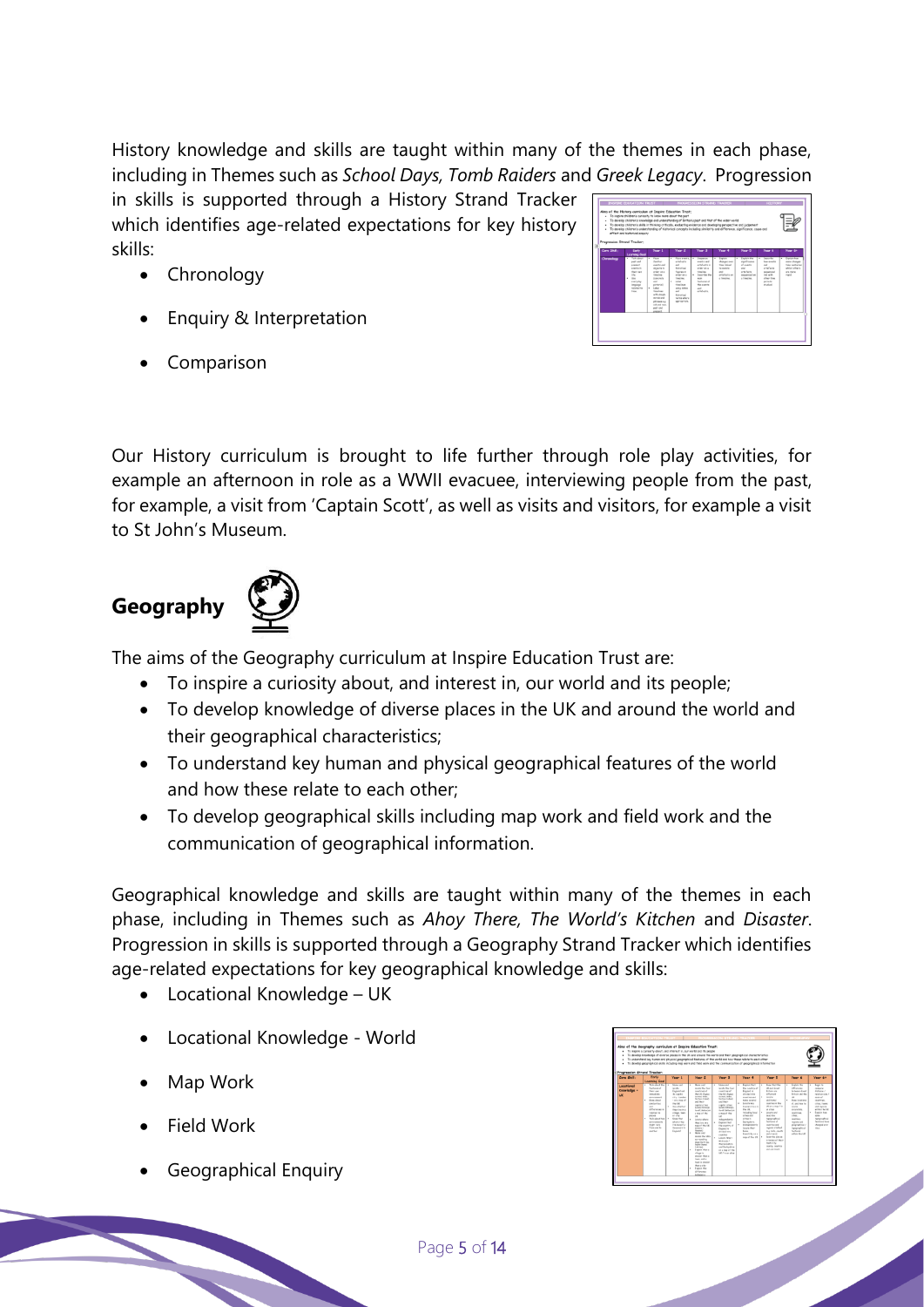History knowledge and skills are taught within many of the themes in each phase, including in Themes such as *School Days, Tomb Raiders* and *Greek Legacy*. Progression in skills is supported through a History Strand Tracker which identifies age-related expectations for key history skills:

- Chronology
- Enquiry & Interpretation
- Comparison

Our History curriculum is brought to life further through role play activities, for example an afternoon in role as a WWII evacuee, interviewing people from the past, for example, a visit from 'Captain Scott', as well as visits and visitors, for example a visit to St John's Museum.

## Geography

The aims of the Geography curriculum at Inspire Education Trust are:

- To inspire a curiosity about, and interest in, our world and its people;
- To develop knowledge of diverse places in the UK and around the world and their geographical characteristics;
- To understand key human and physical geographical features of the world and how these relate to each other;
- To develop geographical skills including map work and field work and the communication of geographical information.

Geographical knowledge and skills are taught within many of the themes in each phase, including in Themes such as *Ahoy There, The World's Kitchen* and *Disaster*. Progression in skills is supported through a Geography Strand Tracker which identifies age-related expectations for key geographical knowledge and skills:

- Locational Knowledge – UK
- Locational Knowledge - World
- Map Work
- Field Work
- Geographical Enquiry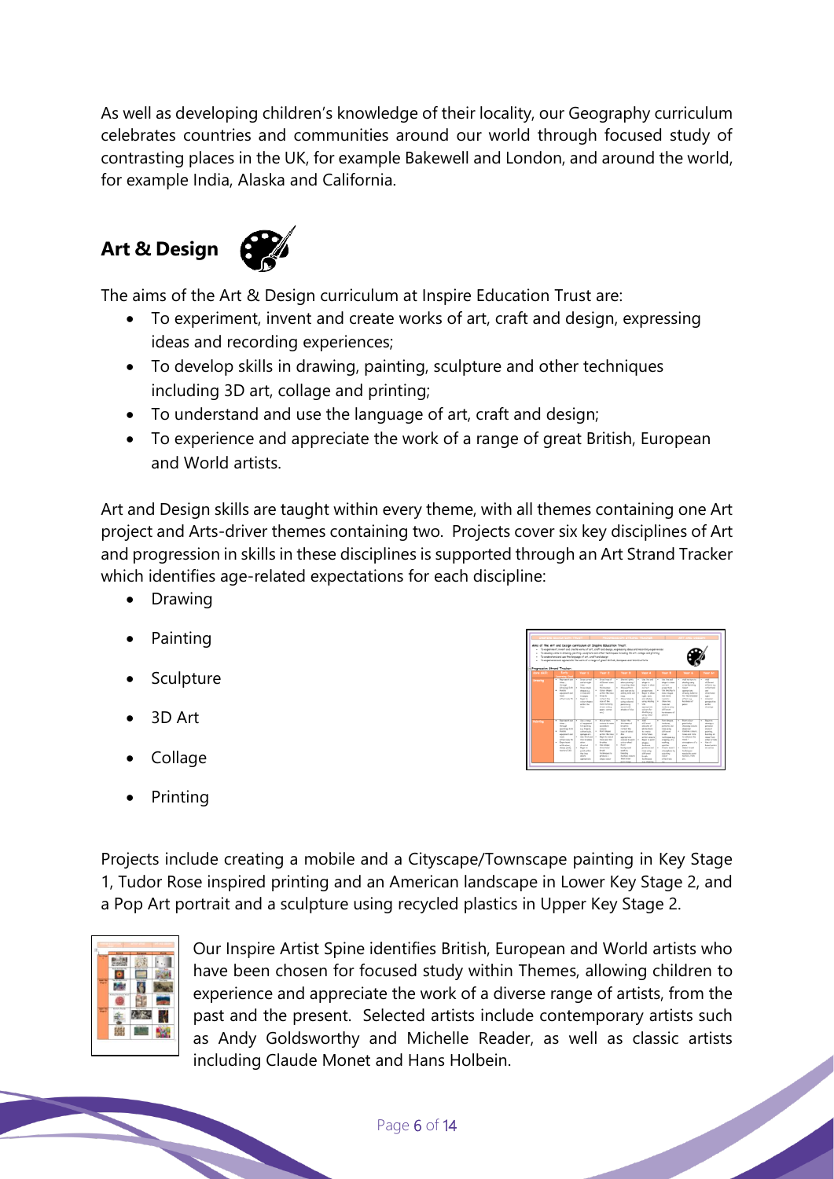As well as developing children's knowledge of their locality, our Geography curriculum celebrates countries and communities around our world through focused study of contrasting places in the UK, for example Bakewell and London, and around the world, for example India, Alaska and California.

## Art & Design

The aims of the Art & Design curriculum at Inspire Education Trust are:

- To experiment, invent and create works of art, craft and design, expressing ideas and recording experiences;
- To develop skills in drawing, painting, sculpture and other techniques including 3D art, collage and printing;
- To understand and use the language of art, craft and design;
- To experience and appreciate the work of a range of great British, European and World artists.

Art and Design skills are taught within every theme, with all themes containing one Art project and Arts-driver themes containing two. Projects cover six key disciplines of Art and progression in skills in these disciplines is supported through an Art Strand Tracker which identifies age-related expectations for each discipline:

- Drawing
- Painting
- Sculpture
- 3D Art
- Collage
- Printing

Projects include creating a mobile and a Cityscape/Townscape painting in Key Stage 1, Tudor Rose inspired printing and an American landscape in Lower Key Stage 2, and a Pop Art portrait and a sculpture using recycled plastics in Upper Key Stage 2.

Our Inspire Artist Spine identifies British, European and World artists who have been chosen for focused study within Themes, allowing children to experience and appreciate the work of a diverse range of artists, from the past and the present. Selected artists include contemporary artists such as Andy Goldsworthy and Michelle Reader, as well as classic artists including Claude Monet and Hans Holbein.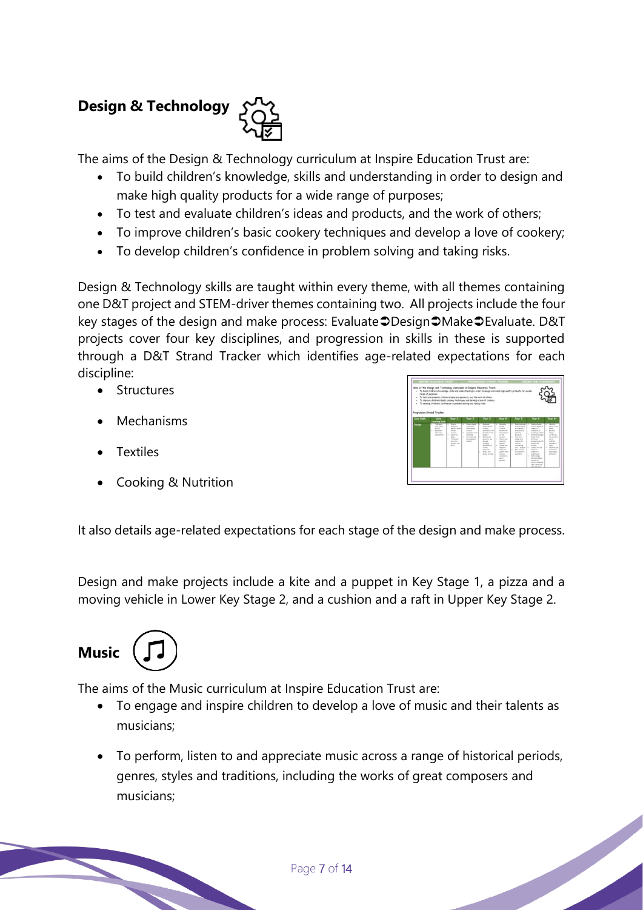## Design & Technology

The aims of the Design & Technology curriculum at Inspire Education Trust are:

- To build children's knowledge, skills and understanding in order to design and make high quality products for a wide range of purposes;
- To test and evaluate children's ideas and products, and the work of others;
- To improve children's basic cookery techniques and develop a love of cookery;
- To develop children's confidence in problem solving and taking risks.

Design & Technology skills are taught within every theme, with all themes containing one D&T project and STEM-driver themes containing two. All projects include the four key stages of the design and make process: Evaluate➲Design➲Make➲Evaluate. D&T projects cover four key disciplines, and progression in skills in these is supported through a D&T Strand Tracker which identifies age-related expectations for each discipline:

- Structures
- Mechanisms
- Textiles
- Cooking & Nutrition

It also details age-related expectations for each stage of the design and make process.

Design and make projects include a kite and a puppet in Key Stage 1, a pizza and a moving vehicle in Lower Key Stage 2, and a cushion and a raft in Upper Key Stage 2.

## Music

The aims of the Music curriculum at Inspire Education Trust are:

- To engage and inspire children to develop a love of music and their talents as musicians;
- To perform, listen to and appreciate music across a range of historical periods, genres, styles and traditions, including the works of great composers and musicians;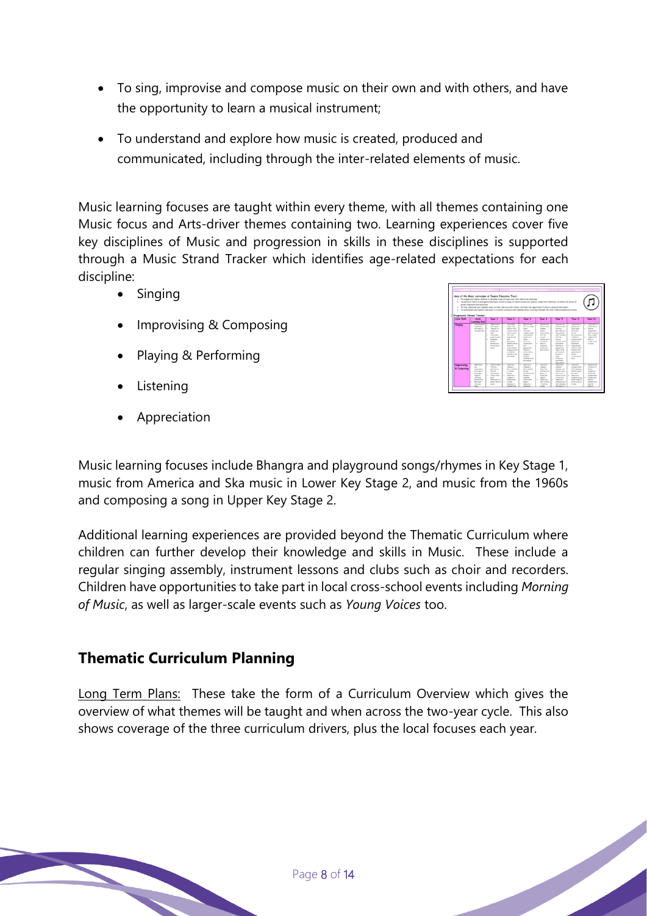- To sing, improvise and compose music on their own and with others, and have the opportunity to learn a musical instrument;
- To understand and explore how music is created, produced and communicated, including through the inter-related elements of music.

Music learning focuses are taught within every theme, with all themes containing one Music focus and Arts-driver themes containing two. Learning experiences cover five key disciplines of Music and progression in skills in these disciplines is supported through a Music Strand Tracker which identifies age-related expectations for each discipline:

- Singing
- Improvising & Composing
- Playing & Performing
- Listening
- Appreciation

Music learning focuses include Bhangra and playground songs/rhymes in Key Stage 1, music from America and Ska music in Lower Key Stage 2, and music from the 1960s and composing a song in Upper Key Stage 2.

Additional learning experiences are provided beyond the Thematic Curriculum where children can further develop their knowledge and skills in Music. These include a regular singing assembly, instrument lessons and clubs such as choir and recorders. Children have opportunities to take part in local cross-school events including *Morning of Music*, as well as larger-scale events such as *Young Voices* too.

## Thematic Curriculum Planning

Long Term Plans: These take the form of a Curriculum Overview which gives the overview of what themes will be taught and when across the two-year cycle. This also shows coverage of the three curriculum drivers, plus the local focuses each year.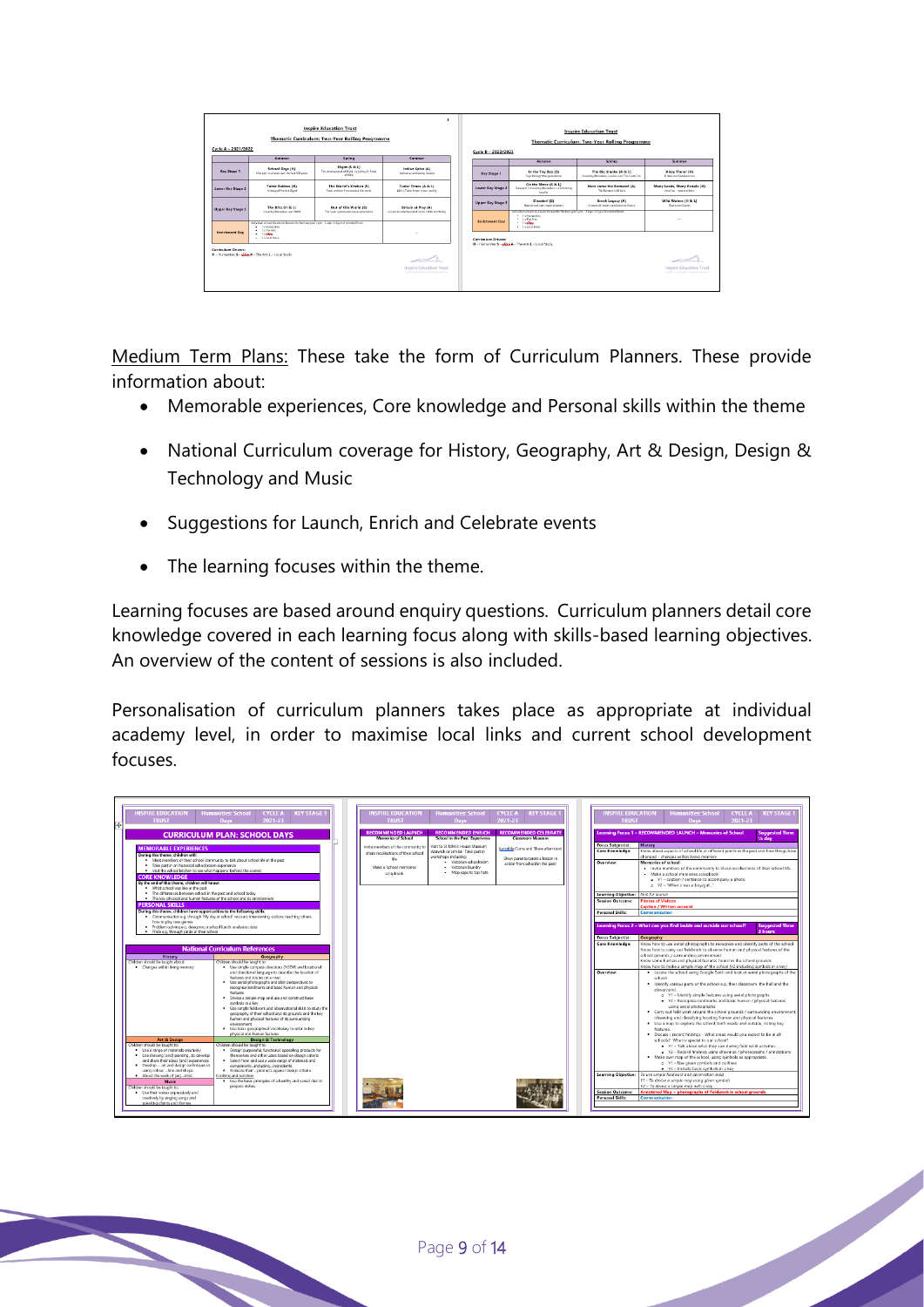Medium Term Plans: These take the form of Curriculum Planners. These provide information about:

- Memorable experiences, Core knowledge and Personal skills within the theme
- National Curriculum coverage for History, Geography, Art & Design, Design & Technology and Music
- Suggestions for Launch, Enrich and Celebrate events
- The learning focuses within the theme.

Learning focuses are based around enquiry questions. Curriculum planners detail core knowledge covered in each learning focus along with skills-based learning objectives. An overview of the content of sessions is also included.

Personalisation of curriculum planners takes place as appropriate at individual academy level, in order to maximise local links and current school development focuses.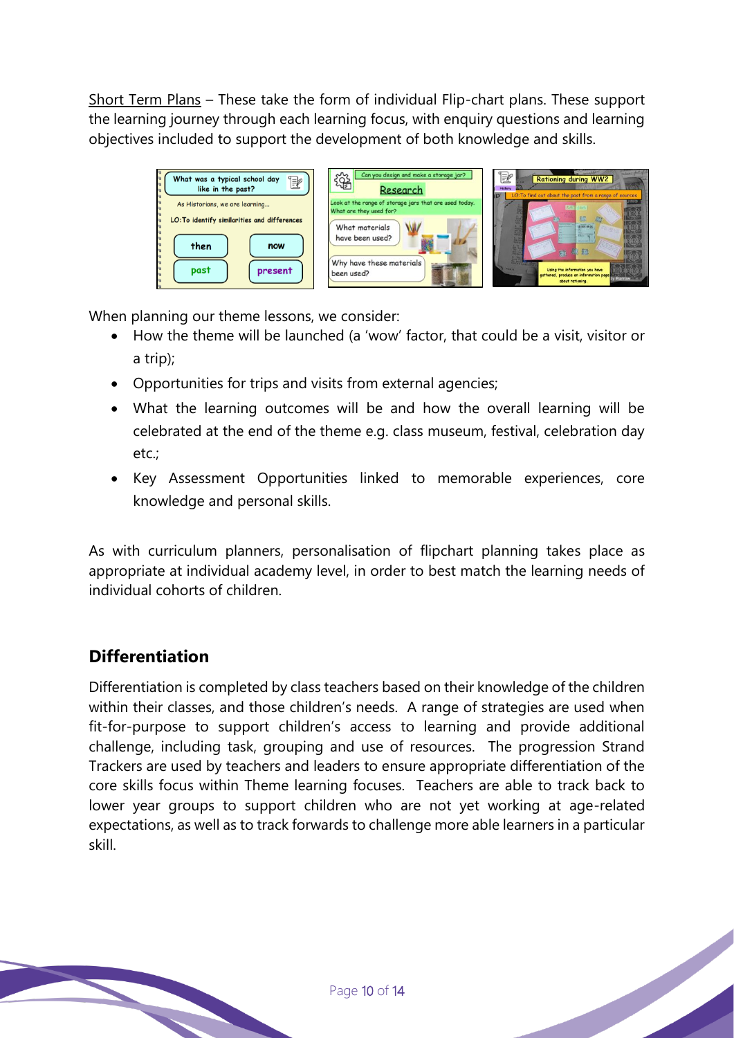Short Term Plans – These take the form of individual Flip-chart plans. These support the learning journey through each learning focus, with enquiry questions and learning objectives included to support the development of both knowledge and skills.

When planning our theme lessons, we consider:

- How the theme will be launched (a 'wow' factor, that could be a visit, visitor or a trip);
- Opportunities for trips and visits from external agencies;
- What the learning outcomes will be and how the overall learning will be celebrated at the end of the theme e.g. class museum, festival, celebration day etc.;
- Key Assessment Opportunities linked to memorable experiences, core knowledge and personal skills.

As with curriculum planners, personalisation of flipchart planning takes place as appropriate at individual academy level, in order to best match the learning needs of individual cohorts of children.

## Differentiation

Differentiation is completed by class teachers based on their knowledge of the children within their classes, and those children's needs. A range of strategies are used when fit-for-purpose to support children's access to learning and provide additional challenge, including task, grouping and use of resources. The progression Strand Trackers are used by teachers and leaders to ensure appropriate differentiation of the core skills focus within Theme learning focuses. Teachers are able to track back to lower year groups to support children who are not yet working at age-related expectations, as well as to track forwards to challenge more able learners in a particular skill.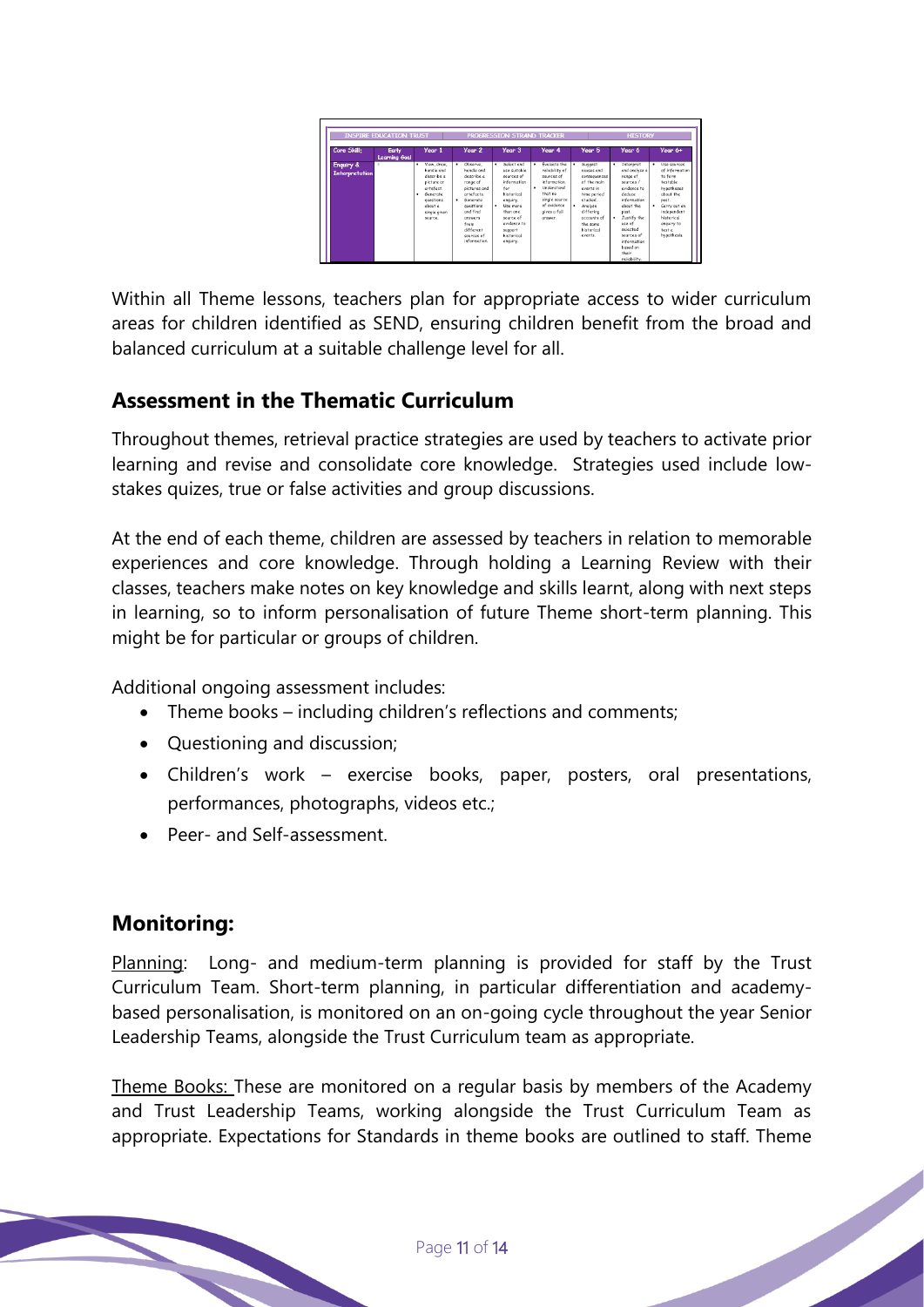| INSPIRE EDUCATION TRUST | | PROGRESSION STRAND TRACKER | | | | HISTORY | |
|---|---|---|---|---|---|---|---|
| Core Skill: | Early Learning Goal | Year 1 | Year 2 | Year 3 | Year 4 | Year 5 | Year 6 | Year 6+ |
| Enquiry & Interpretation | | • View, once, handle and describe a picture or artefact. • Generate questions about a single given source. | • Observe, handle and describe a range of pictures and artefacts. • Generate questions and find answers from different sources of information. | • Select and use suitable sources of information for historical enquiry. • Use more than one source of evidence to support historical enquiry. | • Evaluate the reliability of sources of information. • Understand that no single source of evidence gives a full answer. | • Suggest causes and consequences of the main events in time period studied. • Analyse differing accounts of the same historical events. | • Interpret and analyse a range of sources / evidence to deduce information about the past. • Justify the use of selected sources of information based on their reliability. | • Use sources of information to form testable hypotheses about the past. • Carry out an independent historical enquiry to test a hypothesis. |

Within all Theme lessons, teachers plan for appropriate access to wider curriculum areas for children identified as SEND, ensuring children benefit from the broad and balanced curriculum at a suitable challenge level for all.

## Assessment in the Thematic Curriculum

Throughout themes, retrieval practice strategies are used by teachers to activate prior learning and revise and consolidate core knowledge. Strategies used include low-stakes quizes, true or false activities and group discussions.

At the end of each theme, children are assessed by teachers in relation to memorable experiences and core knowledge. Through holding a Learning Review with their classes, teachers make notes on key knowledge and skills learnt, along with next steps in learning, so to inform personalisation of future Theme short-term planning. This might be for particular or groups of children.

Additional ongoing assessment includes:

- Theme books – including children's reflections and comments;
- Questioning and discussion;
- Children's work – exercise books, paper, posters, oral presentations, performances, photographs, videos etc.;
- Peer- and Self-assessment.

## Monitoring:

<u>Planning</u>: Long- and medium-term planning is provided for staff by the Trust Curriculum Team. Short-term planning, in particular differentiation and academy-based personalisation, is monitored on an on-going cycle throughout the year Senior Leadership Teams, alongside the Trust Curriculum team as appropriate.

<u>Theme Books:</u> These are monitored on a regular basis by members of the Academy and Trust Leadership Teams, working alongside the Trust Curriculum Team as appropriate. Expectations for Standards in theme books are outlined to staff. Theme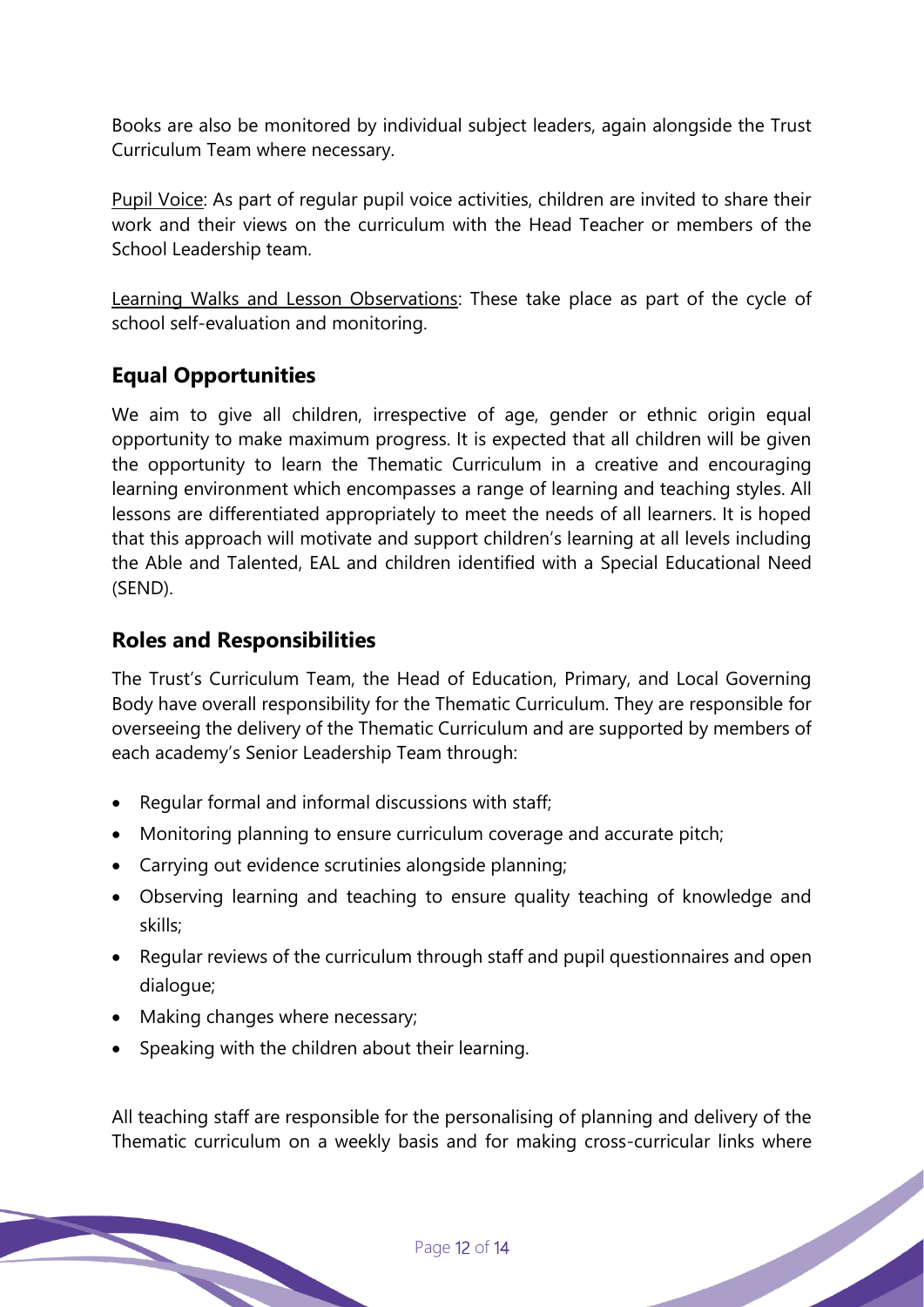Books are also be monitored by individual subject leaders, again alongside the Trust Curriculum Team where necessary.

Pupil Voice: As part of regular pupil voice activities, children are invited to share their work and their views on the curriculum with the Head Teacher or members of the School Leadership team.

Learning Walks and Lesson Observations: These take place as part of the cycle of school self-evaluation and monitoring.

## Equal Opportunities

We aim to give all children, irrespective of age, gender or ethnic origin equal opportunity to make maximum progress. It is expected that all children will be given the opportunity to learn the Thematic Curriculum in a creative and encouraging learning environment which encompasses a range of learning and teaching styles. All lessons are differentiated appropriately to meet the needs of all learners. It is hoped that this approach will motivate and support children's learning at all levels including the Able and Talented, EAL and children identified with a Special Educational Need (SEND).

## Roles and Responsibilities

The Trust's Curriculum Team, the Head of Education, Primary, and Local Governing Body have overall responsibility for the Thematic Curriculum. They are responsible for overseeing the delivery of the Thematic Curriculum and are supported by members of each academy's Senior Leadership Team through:

- Regular formal and informal discussions with staff;
- Monitoring planning to ensure curriculum coverage and accurate pitch;
- Carrying out evidence scrutinies alongside planning;
- Observing learning and teaching to ensure quality teaching of knowledge and skills;
- Regular reviews of the curriculum through staff and pupil questionnaires and open dialogue;
- Making changes where necessary;
- Speaking with the children about their learning.

All teaching staff are responsible for the personalising of planning and delivery of the Thematic curriculum on a weekly basis and for making cross-curricular links where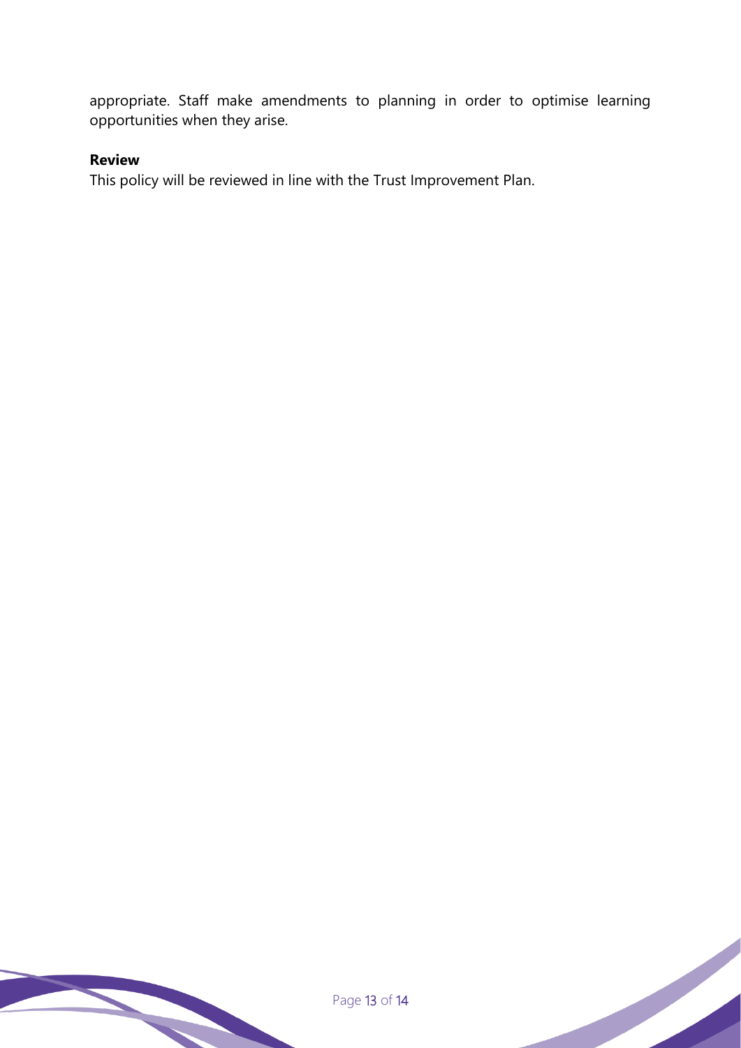appropriate. Staff make amendments to planning in order to optimise learning opportunities when they arise.

**Review**

This policy will be reviewed in line with the Trust Improvement Plan.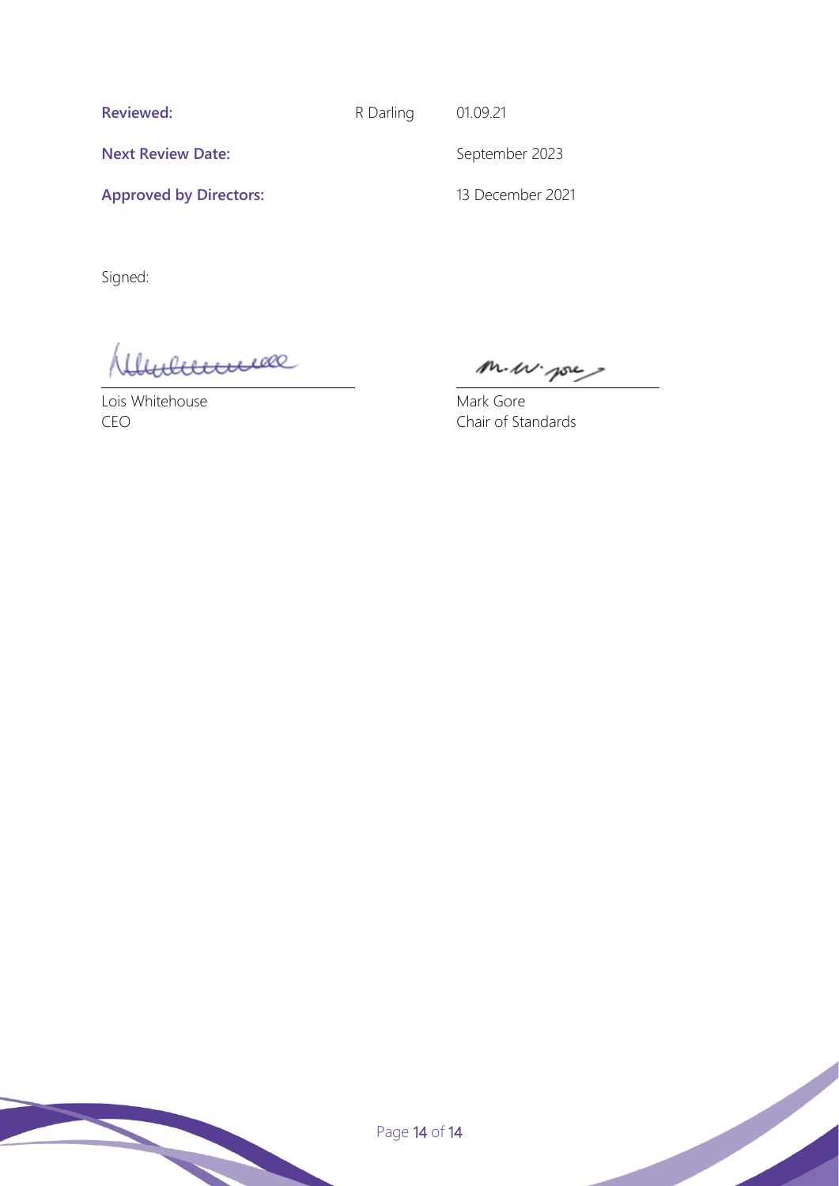| | | |
|---|---|---|
| **Reviewed:** | R Darling | 01.09.21 |
| **Next Review Date:** | | September 2023 |
| **Approved by Directors:** | | 13 December 2021 |

Signed:

| | |
|---|---|
| Lois Whitehouse | Mark Gore |
| CEO | Chair of Standards |